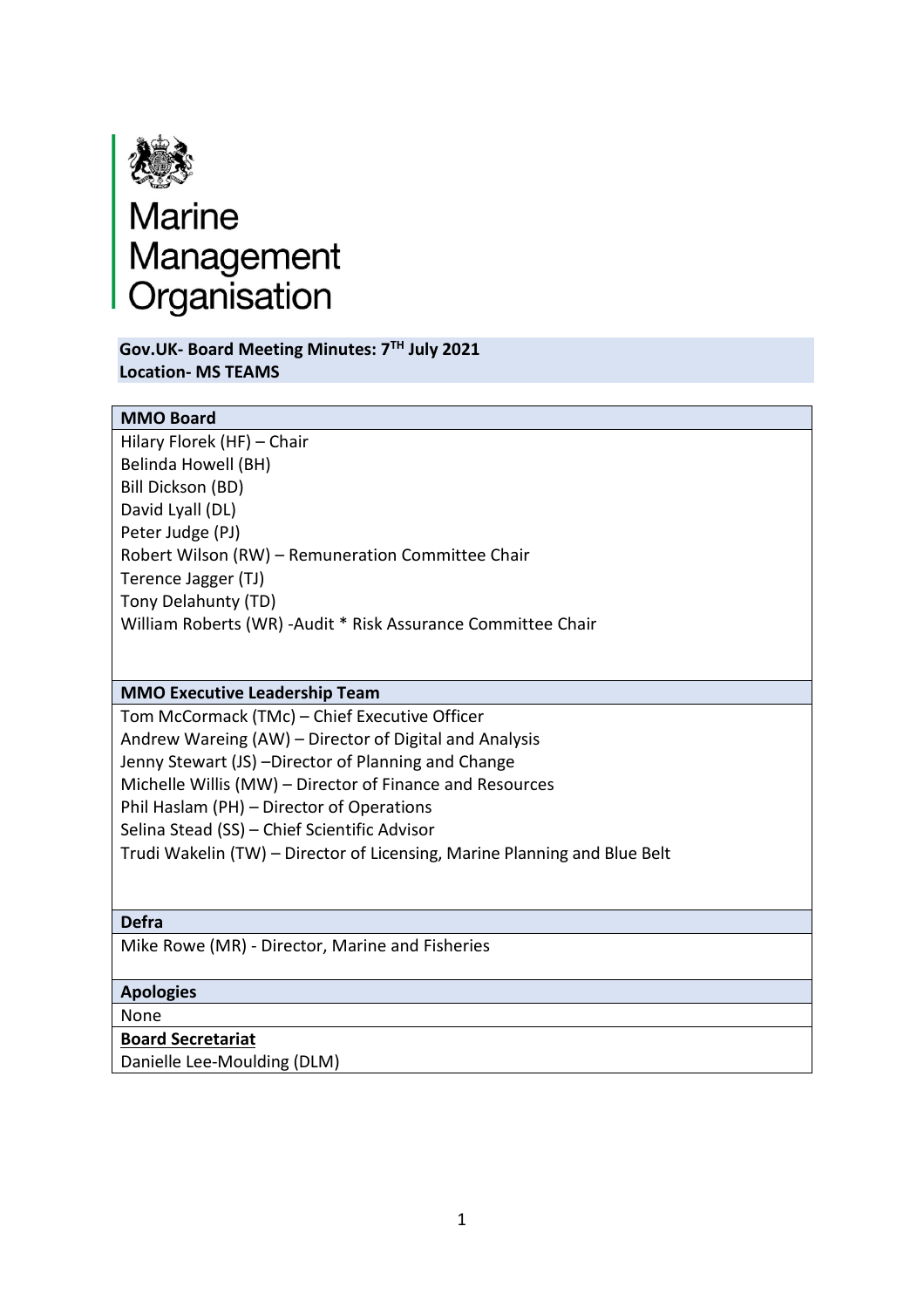Marine Management Organisation

**Gov.UK- Board Meeting Minutes: 7TH July 2021**
**Location- MS TEAMS**

| **MMO Board** |
| --- |
| Hilary Florek (HF) – Chair<br>Belinda Howell (BH)<br>Bill Dickson (BD)<br>David Lyall (DL)<br>Peter Judge (PJ)<br>Robert Wilson (RW) – Remuneration Committee Chair<br>Terence Jagger (TJ)<br>Tony Delahunty (TD)<br>William Roberts (WR) -Audit * Risk Assurance Committee Chair |
| **MMO Executive Leadership Team** |
| Tom McCormack (TMc) – Chief Executive Officer<br>Andrew Wareing (AW) – Director of Digital and Analysis<br>Jenny Stewart (JS) –Director of Planning and Change<br>Michelle Willis (MW) – Director of Finance and Resources<br>Phil Haslam (PH) – Director of Operations<br>Selina Stead (SS) – Chief Scientific Advisor<br>Trudi Wakelin (TW) – Director of Licensing, Marine Planning and Blue Belt |
| **Defra** |
| Mike Rowe (MR) - Director, Marine and Fisheries |
| **Apologies** |
| None |
| **Board Secretariat** |
| Danielle Lee-Moulding (DLM) |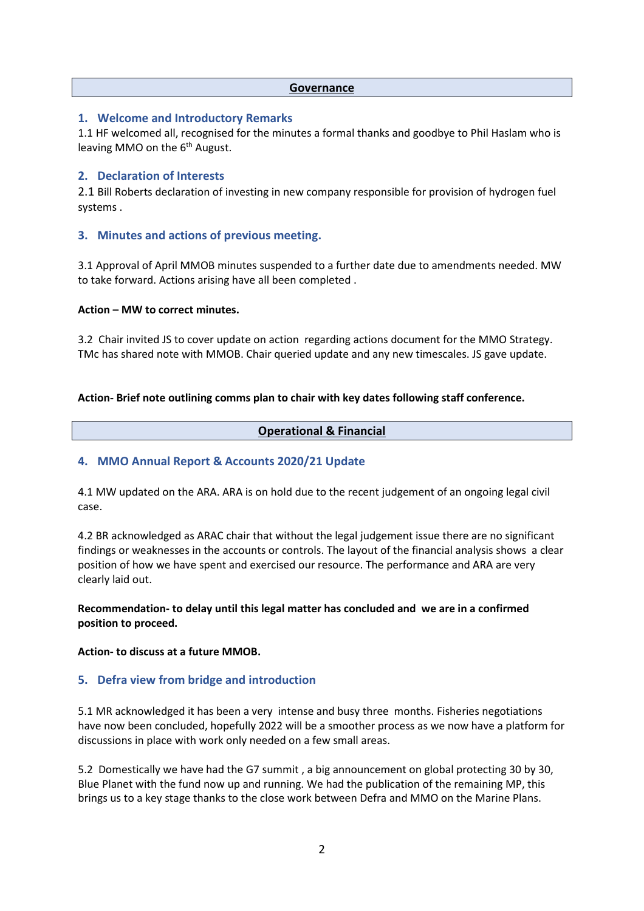## Governance

### 1. Welcome and Introductory Remarks

1.1 HF welcomed all, recognised for the minutes a formal thanks and goodbye to Phil Haslam who is leaving MMO on the 6th August.

### 2. Declaration of Interests

2.1 Bill Roberts declaration of investing in new company responsible for provision of hydrogen fuel systems .

### 3. Minutes and actions of previous meeting.

3.1 Approval of April MMOB minutes suspended to a further date due to amendments needed. MW to take forward. Actions arising have all been completed .

**Action – MW to correct minutes.**

3.2 Chair invited JS to cover update on action regarding actions document for the MMO Strategy. TMc has shared note with MMOB. Chair queried update and any new timescales. JS gave update.

**Action- Brief note outlining comms plan to chair with key dates following staff conference.**

## Operational & Financial

### 4. MMO Annual Report & Accounts 2020/21 Update

4.1 MW updated on the ARA. ARA is on hold due to the recent judgement of an ongoing legal civil case.

4.2 BR acknowledged as ARAC chair that without the legal judgement issue there are no significant findings or weaknesses in the accounts or controls. The layout of the financial analysis shows a clear position of how we have spent and exercised our resource. The performance and ARA are very clearly laid out.

**Recommendation- to delay until this legal matter has concluded and we are in a confirmed position to proceed.**

**Action- to discuss at a future MMOB.**

### 5. Defra view from bridge and introduction

5.1 MR acknowledged it has been a very intense and busy three months. Fisheries negotiations have now been concluded, hopefully 2022 will be a smoother process as we now have a platform for discussions in place with work only needed on a few small areas.

5.2 Domestically we have had the G7 summit , a big announcement on global protecting 30 by 30, Blue Planet with the fund now up and running. We had the publication of the remaining MP, this brings us to a key stage thanks to the close work between Defra and MMO on the Marine Plans.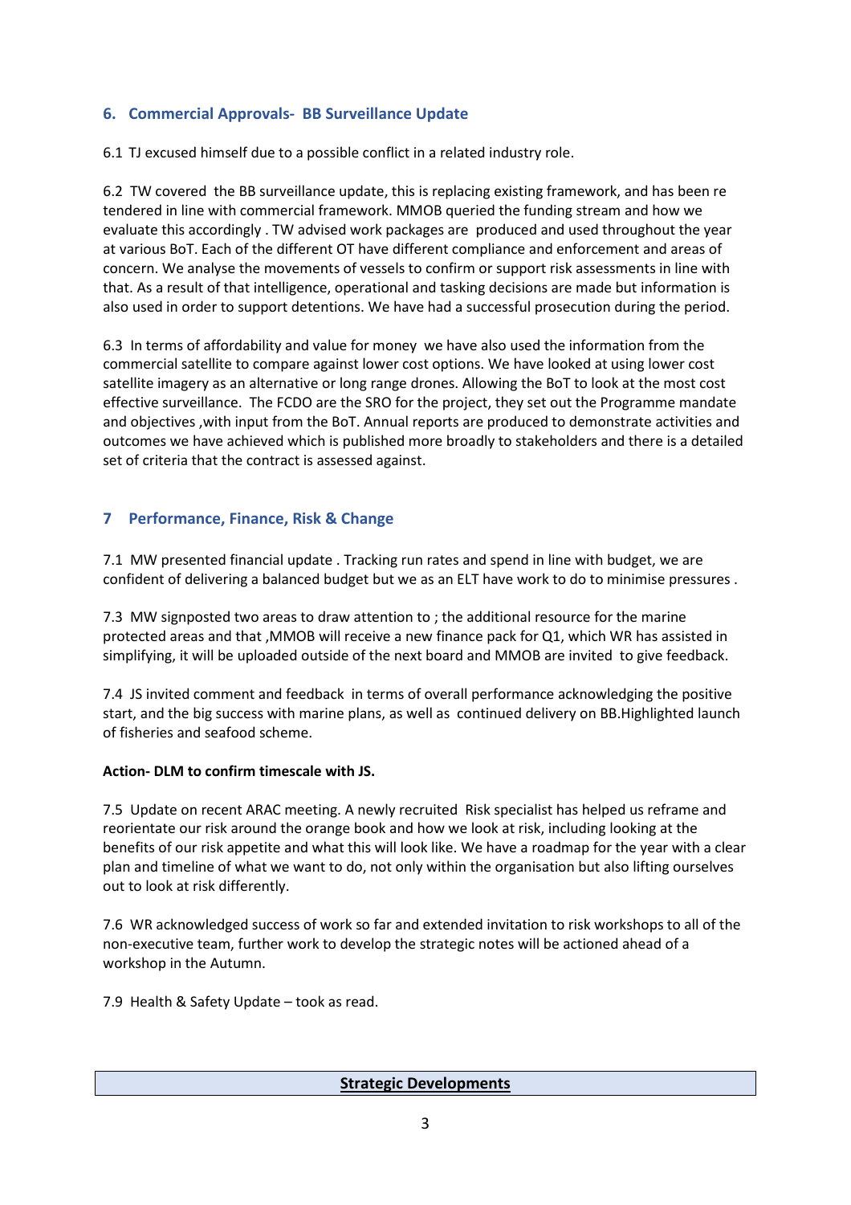## 6. Commercial Approvals- BB Surveillance Update

6.1 TJ excused himself due to a possible conflict in a related industry role.

6.2 TW covered the BB surveillance update, this is replacing existing framework, and has been re tendered in line with commercial framework. MMOB queried the funding stream and how we evaluate this accordingly . TW advised work packages are produced and used throughout the year at various BoT. Each of the different OT have different compliance and enforcement and areas of concern. We analyse the movements of vessels to confirm or support risk assessments in line with that. As a result of that intelligence, operational and tasking decisions are made but information is also used in order to support detentions. We have had a successful prosecution during the period.

6.3 In terms of affordability and value for money we have also used the information from the commercial satellite to compare against lower cost options. We have looked at using lower cost satellite imagery as an alternative or long range drones. Allowing the BoT to look at the most cost effective surveillance. The FCDO are the SRO for the project, they set out the Programme mandate and objectives ,with input from the BoT. Annual reports are produced to demonstrate activities and outcomes we have achieved which is published more broadly to stakeholders and there is a detailed set of criteria that the contract is assessed against.

## 7 Performance, Finance, Risk & Change

7.1 MW presented financial update . Tracking run rates and spend in line with budget, we are confident of delivering a balanced budget but we as an ELT have work to do to minimise pressures .

7.3 MW signposted two areas to draw attention to ; the additional resource for the marine protected areas and that ,MMOB will receive a new finance pack for Q1, which WR has assisted in simplifying, it will be uploaded outside of the next board and MMOB are invited to give feedback.

7.4 JS invited comment and feedback in terms of overall performance acknowledging the positive start, and the big success with marine plans, as well as continued delivery on BB.Highlighted launch of fisheries and seafood scheme.

**Action- DLM to confirm timescale with JS.**

7.5 Update on recent ARAC meeting. A newly recruited Risk specialist has helped us reframe and reorientate our risk around the orange book and how we look at risk, including looking at the benefits of our risk appetite and what this will look like. We have a roadmap for the year with a clear plan and timeline of what we want to do, not only within the organisation but also lifting ourselves out to look at risk differently.

7.6 WR acknowledged success of work so far and extended invitation to risk workshops to all of the non-executive team, further work to develop the strategic notes will be actioned ahead of a workshop in the Autumn.

7.9 Health & Safety Update – took as read.

| **Strategic Developments** |
|---|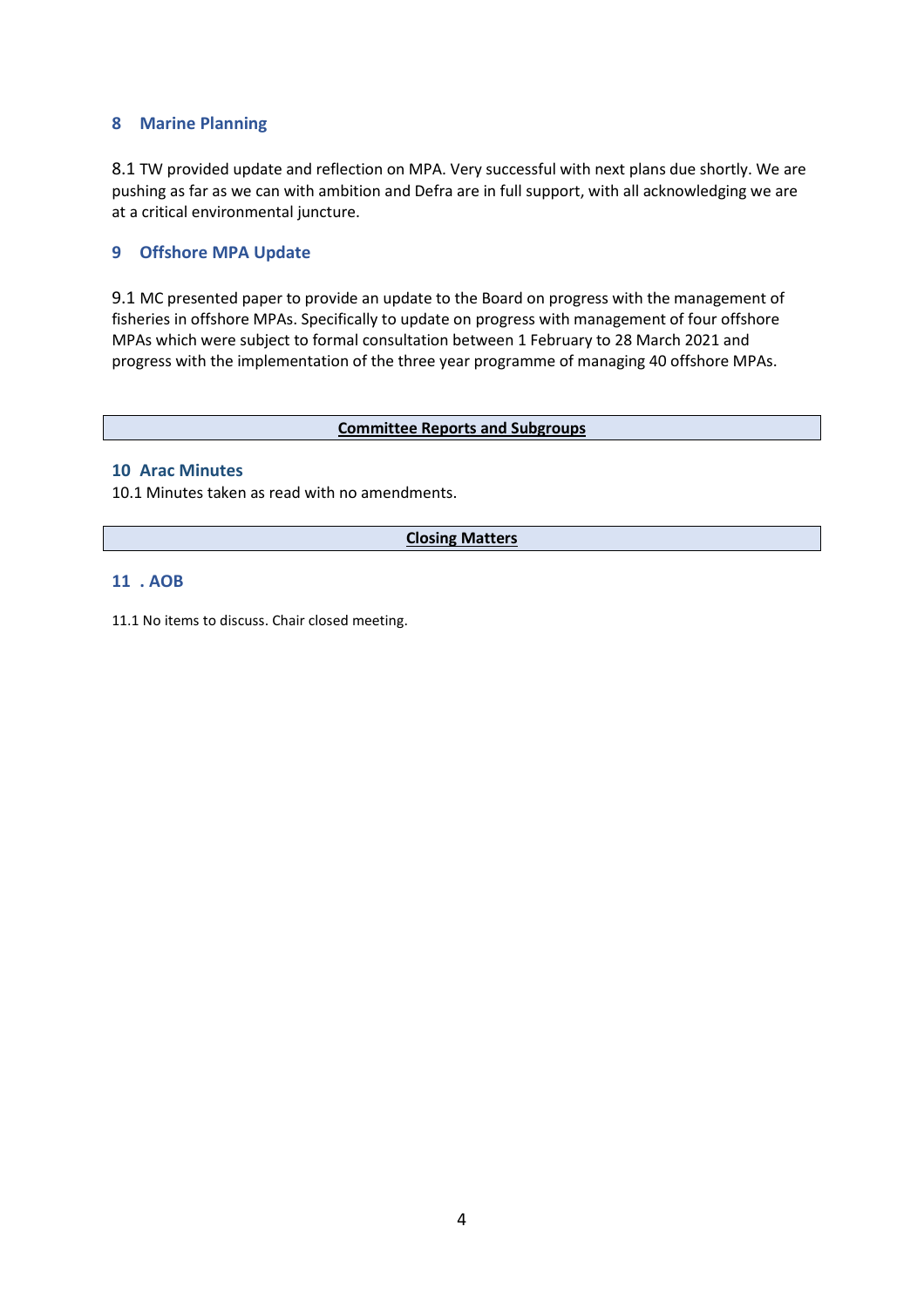## 8 Marine Planning

8.1 TW provided update and reflection on MPA. Very successful with next plans due shortly. We are pushing as far as we can with ambition and Defra are in full support, with all acknowledging we are at a critical environmental juncture.

## 9 Offshore MPA Update

9.1 MC presented paper to provide an update to the Board on progress with the management of fisheries in offshore MPAs. Specifically to update on progress with management of four offshore MPAs which were subject to formal consultation between 1 February to 28 March 2021 and progress with the implementation of the three year programme of managing 40 offshore MPAs.

**Committee Reports and Subgroups**

## 10 Arac Minutes

10.1 Minutes taken as read with no amendments.

**Closing Matters**

## 11 . AOB

11.1 No items to discuss. Chair closed meeting.